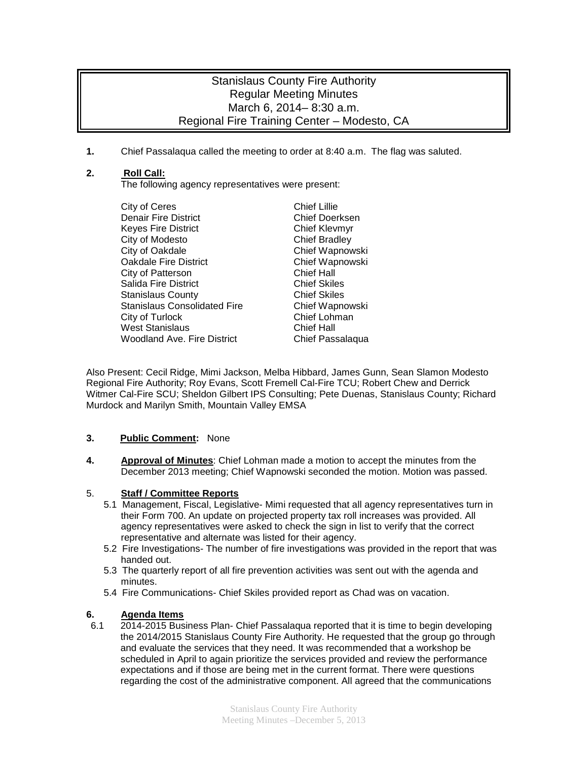# Stanislaus County Fire Authority
## Regular Meeting Minutes
### March 6, 2014– 8:30 a.m.
### Regional Fire Training Center – Modesto, CA

**1.** Chief Passalaqua called the meeting to order at 8:40 a.m. The flag was saluted.

**2.** **Roll Call:**
The following agency representatives were present:

| Agency | Representative |
|---|---|
| City of Ceres | Chief Lillie |
| Denair Fire District | Chief Doerksen |
| Keyes Fire District | Chief Klevmyr |
| City of Modesto | Chief Bradley |
| City of Oakdale | Chief Wapnowski |
| Oakdale Fire District | Chief Wapnowski |
| City of Patterson | Chief Hall |
| Salida Fire District | Chief Skiles |
| Stanislaus County | Chief Skiles |
| Stanislaus Consolidated Fire | Chief Wapnowski |
| City of Turlock | Chief Lohman |
| West Stanislaus | Chief Hall |
| Woodland Ave. Fire District | Chief Passalaqua |

Also Present: Cecil Ridge, Mimi Jackson, Melba Hibbard, James Gunn, Sean Slamon Modesto Regional Fire Authority; Roy Evans, Scott Fremell Cal-Fire TCU; Robert Chew and Derrick Witmer Cal-Fire SCU; Sheldon Gilbert IPS Consulting; Pete Duenas, Stanislaus County; Richard Murdock and Marilyn Smith, Mountain Valley EMSA

**3.** **Public Comment:** None

**4.** **Approval of Minutes**: Chief Lohman made a motion to accept the minutes from the December 2013 meeting; Chief Wapnowski seconded the motion. Motion was passed.

5. **Staff / Committee Reports**

5.1 Management, Fiscal, Legislative- Mimi requested that all agency representatives turn in their Form 700. An update on projected property tax roll increases was provided. All agency representatives were asked to check the sign in list to verify that the correct representative and alternate was listed for their agency.

5.2 Fire Investigations- The number of fire investigations was provided in the report that was handed out.

5.3 The quarterly report of all fire prevention activities was sent out with the agenda and minutes.

5.4 Fire Communications- Chief Skiles provided report as Chad was on vacation.

**6.** **Agenda Items**

6.1 2014-2015 Business Plan- Chief Passalaqua reported that it is time to begin developing the 2014/2015 Stanislaus County Fire Authority. He requested that the group go through and evaluate the services that they need. It was recommended that a workshop be scheduled in April to again prioritize the services provided and review the performance expectations and if those are being met in the current format. There were questions regarding the cost of the administrative component. All agreed that the communications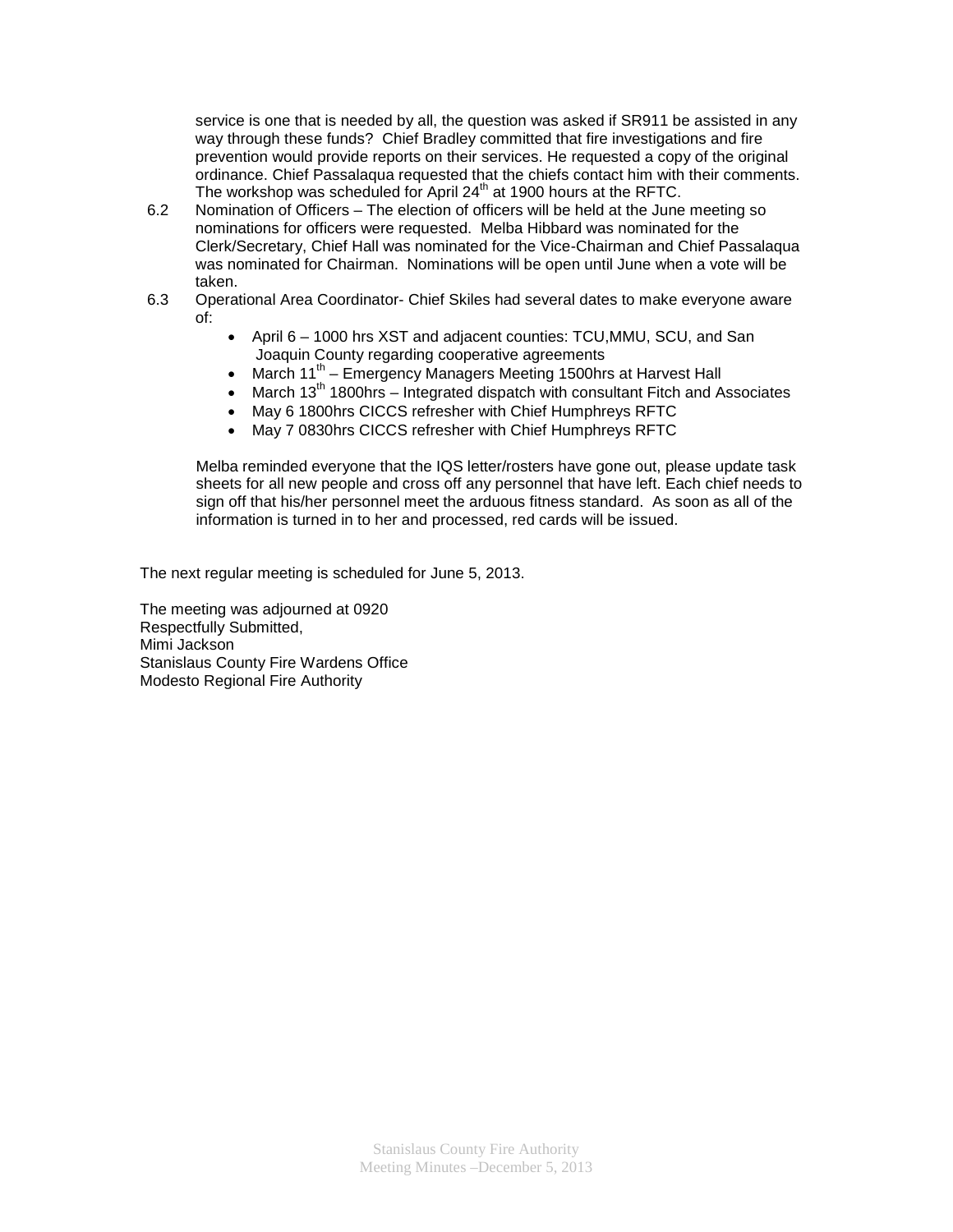service is one that is needed by all, the question was asked if SR911 be assisted in any way through these funds? Chief Bradley committed that fire investigations and fire prevention would provide reports on their services. He requested a copy of the original ordinance. Chief Passalaqua requested that the chiefs contact him with their comments. The workshop was scheduled for April 24th at 1900 hours at the RFTC.

6.2 Nomination of Officers – The election of officers will be held at the June meeting so nominations for officers were requested. Melba Hibbard was nominated for the Clerk/Secretary, Chief Hall was nominated for the Vice-Chairman and Chief Passalaqua was nominated for Chairman. Nominations will be open until June when a vote will be taken.

6.3 Operational Area Coordinator- Chief Skiles had several dates to make everyone aware of:

- April 6 – 1000 hrs XST and adjacent counties: TCU,MMU, SCU, and San Joaquin County regarding cooperative agreements
- March 11th – Emergency Managers Meeting 1500hrs at Harvest Hall
- March 13th 1800hrs – Integrated dispatch with consultant Fitch and Associates
- May 6 1800hrs CICCS refresher with Chief Humphreys RFTC
- May 7 0830hrs CICCS refresher with Chief Humphreys RFTC

Melba reminded everyone that the IQS letter/rosters have gone out, please update task sheets for all new people and cross off any personnel that have left. Each chief needs to sign off that his/her personnel meet the arduous fitness standard. As soon as all of the information is turned in to her and processed, red cards will be issued.

The next regular meeting is scheduled for June 5, 2013.

The meeting was adjourned at 0920
Respectfully Submitted,
Mimi Jackson
Stanislaus County Fire Wardens Office
Modesto Regional Fire Authority